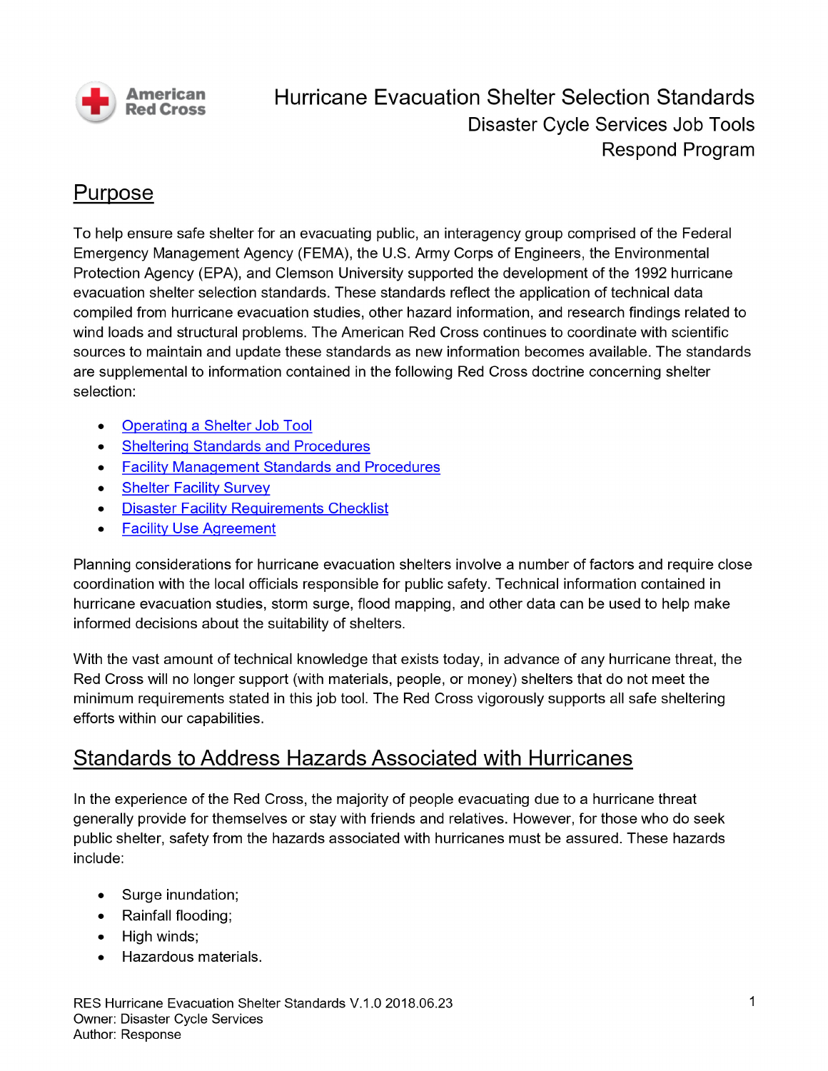American Red Cross

# Hurricane Evacuation Shelter Selection Standards

Disaster Cycle Services Job Tools

Respond Program

## Purpose

To help ensure safe shelter for an evacuating public, an interagency group comprised of the Federal Emergency Management Agency (FEMA), the U.S. Army Corps of Engineers, the Environmental Protection Agency (EPA), and Clemson University supported the development of the 1992 hurricane evacuation shelter selection standards. These standards reflect the application of technical data compiled from hurricane evacuation studies, other hazard information, and research findings related to wind loads and structural problems. The American Red Cross continues to coordinate with scientific sources to maintain and update these standards as new information becomes available. The standards are supplemental to information contained in the following Red Cross doctrine concerning shelter selection:

- Operating a Shelter Job Tool
- Sheltering Standards and Procedures
- Facility Management Standards and Procedures
- Shelter Facility Survey
- Disaster Facility Requirements Checklist
- Facility Use Agreement

Planning considerations for hurricane evacuation shelters involve a number of factors and require close coordination with the local officials responsible for public safety. Technical information contained in hurricane evacuation studies, storm surge, flood mapping, and other data can be used to help make informed decisions about the suitability of shelters.

With the vast amount of technical knowledge that exists today, in advance of any hurricane threat, the Red Cross will no longer support (with materials, people, or money) shelters that do not meet the minimum requirements stated in this job tool. The Red Cross vigorously supports all safe sheltering efforts within our capabilities.

## Standards to Address Hazards Associated with Hurricanes

In the experience of the Red Cross, the majority of people evacuating due to a hurricane threat generally provide for themselves or stay with friends and relatives. However, for those who do seek public shelter, safety from the hazards associated with hurricanes must be assured. These hazards include:

- Surge inundation;
- Rainfall flooding;
- High winds;
- Hazardous materials.

RES Hurricane Evacuation Shelter Standards V.1.0 2018.06.23
Owner: Disaster Cycle Services
Author: Response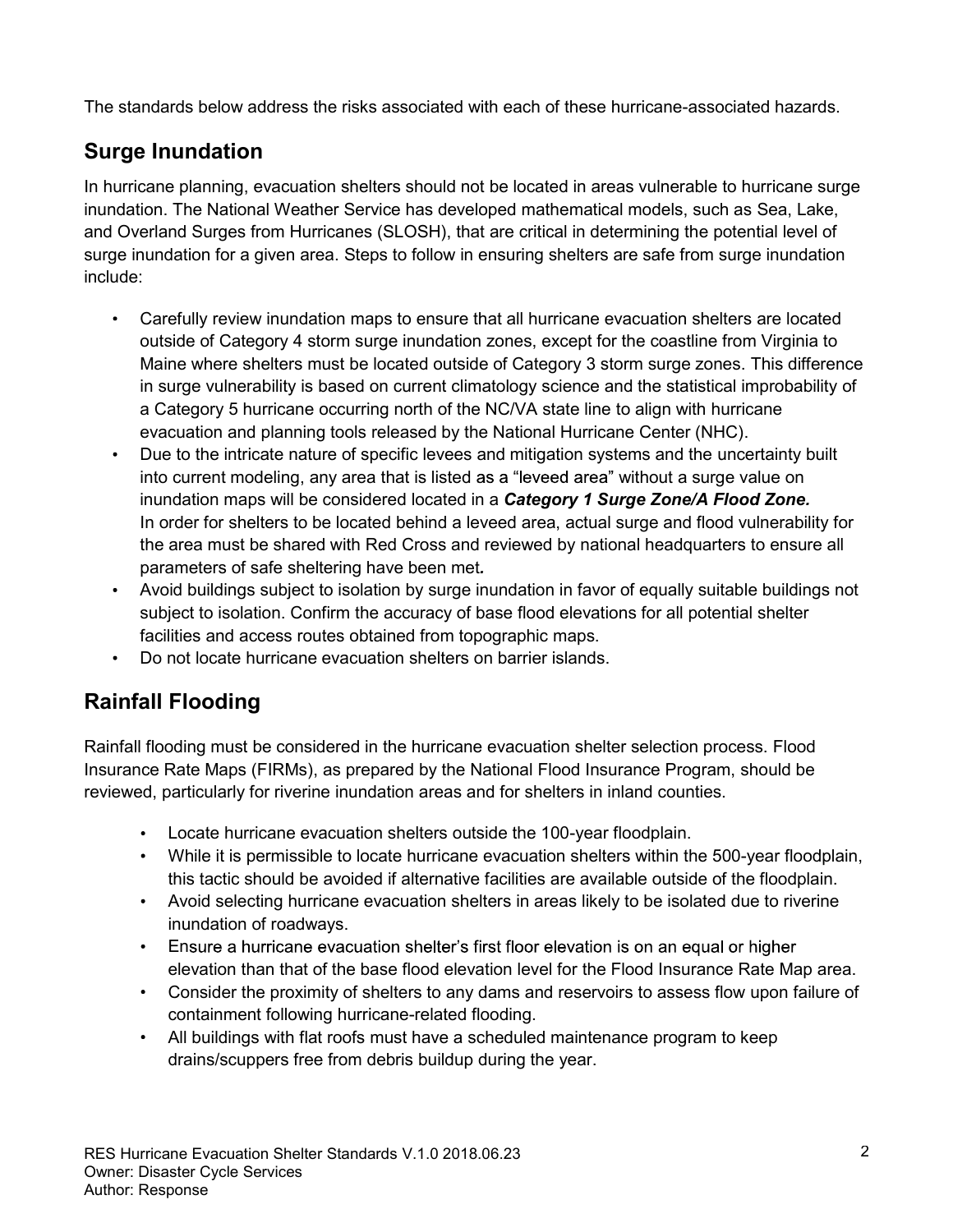The standards below address the risks associated with each of these hurricane-associated hazards.

## Surge Inundation

In hurricane planning, evacuation shelters should not be located in areas vulnerable to hurricane surge inundation. The National Weather Service has developed mathematical models, such as Sea, Lake, and Overland Surges from Hurricanes (SLOSH), that are critical in determining the potential level of surge inundation for a given area. Steps to follow in ensuring shelters are safe from surge inundation include:

- Carefully review inundation maps to ensure that all hurricane evacuation shelters are located outside of Category 4 storm surge inundation zones, except for the coastline from Virginia to Maine where shelters must be located outside of Category 3 storm surge zones. This difference in surge vulnerability is based on current climatology science and the statistical improbability of a Category 5 hurricane occurring north of the NC/VA state line to align with hurricane evacuation and planning tools released by the National Hurricane Center (NHC).
- Due to the intricate nature of specific levees and mitigation systems and the uncertainty built into current modeling, any area that is listed as a "leveed area" without a surge value on inundation maps will be considered located in a ***Category 1 Surge Zone/A Flood Zone.*** In order for shelters to be located behind a leveed area, actual surge and flood vulnerability for the area must be shared with Red Cross and reviewed by national headquarters to ensure all parameters of safe sheltering have been met.
- Avoid buildings subject to isolation by surge inundation in favor of equally suitable buildings not subject to isolation. Confirm the accuracy of base flood elevations for all potential shelter facilities and access routes obtained from topographic maps.
- Do not locate hurricane evacuation shelters on barrier islands.

## Rainfall Flooding

Rainfall flooding must be considered in the hurricane evacuation shelter selection process. Flood Insurance Rate Maps (FIRMs), as prepared by the National Flood Insurance Program, should be reviewed, particularly for riverine inundation areas and for shelters in inland counties.

- Locate hurricane evacuation shelters outside the 100-year floodplain.
- While it is permissible to locate hurricane evacuation shelters within the 500-year floodplain, this tactic should be avoided if alternative facilities are available outside of the floodplain.
- Avoid selecting hurricane evacuation shelters in areas likely to be isolated due to riverine inundation of roadways.
- Ensure a hurricane evacuation shelter's first floor elevation is on an equal or higher elevation than that of the base flood elevation level for the Flood Insurance Rate Map area.
- Consider the proximity of shelters to any dams and reservoirs to assess flow upon failure of containment following hurricane-related flooding.
- All buildings with flat roofs must have a scheduled maintenance program to keep drains/scuppers free from debris buildup during the year.

RES Hurricane Evacuation Shelter Standards V.1.0 2018.06.23
Owner: Disaster Cycle Services
Author: Response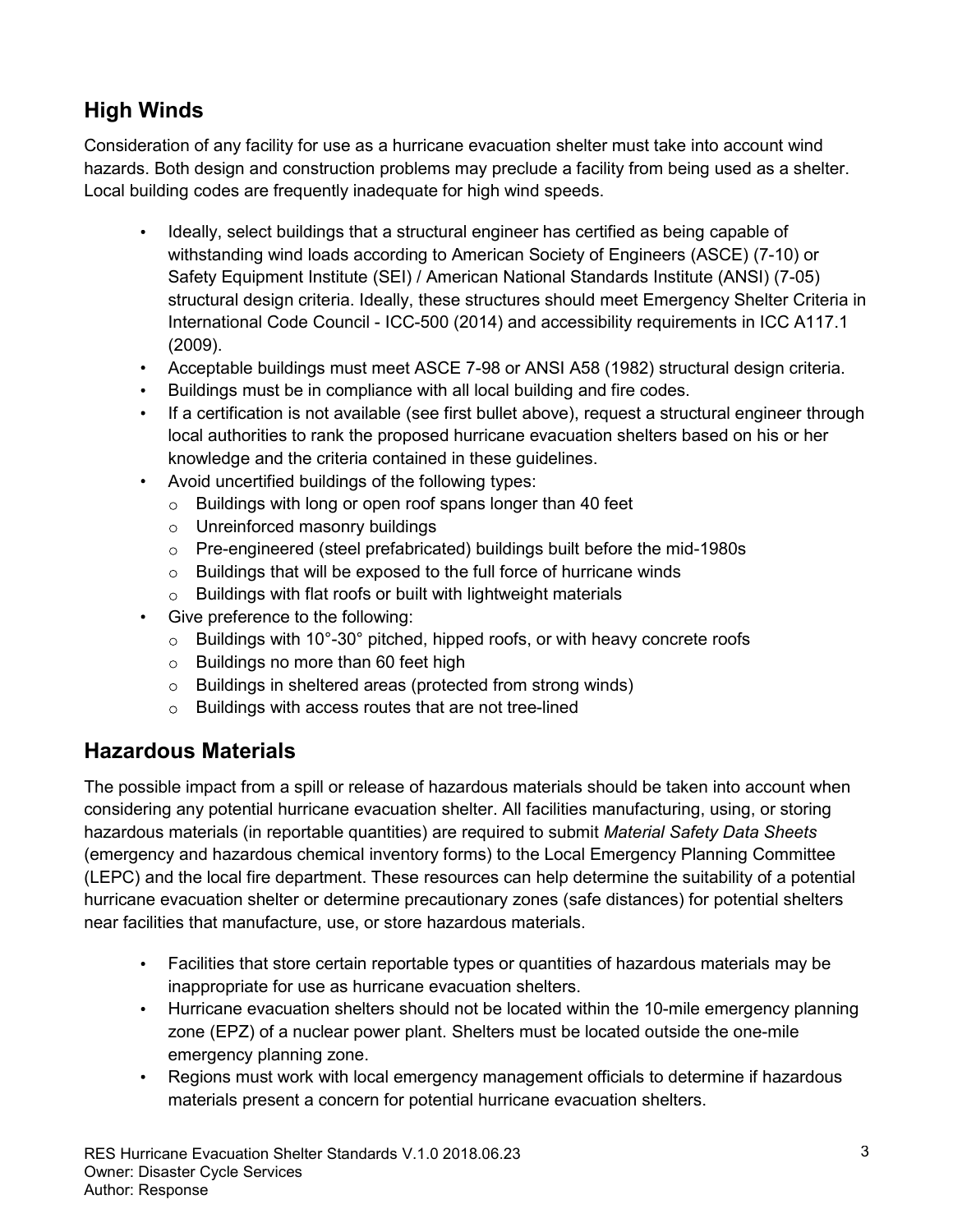## High Winds

Consideration of any facility for use as a hurricane evacuation shelter must take into account wind hazards. Both design and construction problems may preclude a facility from being used as a shelter. Local building codes are frequently inadequate for high wind speeds.

- Ideally, select buildings that a structural engineer has certified as being capable of withstanding wind loads according to American Society of Engineers (ASCE) (7-10) or Safety Equipment Institute (SEI) / American National Standards Institute (ANSI) (7-05) structural design criteria. Ideally, these structures should meet Emergency Shelter Criteria in International Code Council - ICC-500 (2014) and accessibility requirements in ICC A117.1 (2009).
- Acceptable buildings must meet ASCE 7-98 or ANSI A58 (1982) structural design criteria.
- Buildings must be in compliance with all local building and fire codes.
- If a certification is not available (see first bullet above), request a structural engineer through local authorities to rank the proposed hurricane evacuation shelters based on his or her knowledge and the criteria contained in these guidelines.
- Avoid uncertified buildings of the following types:
  - Buildings with long or open roof spans longer than 40 feet
  - Unreinforced masonry buildings
  - Pre-engineered (steel prefabricated) buildings built before the mid-1980s
  - Buildings that will be exposed to the full force of hurricane winds
  - Buildings with flat roofs or built with lightweight materials
- Give preference to the following:
  - Buildings with 10°-30° pitched, hipped roofs, or with heavy concrete roofs
  - Buildings no more than 60 feet high
  - Buildings in sheltered areas (protected from strong winds)
  - Buildings with access routes that are not tree-lined

## Hazardous Materials

The possible impact from a spill or release of hazardous materials should be taken into account when considering any potential hurricane evacuation shelter. All facilities manufacturing, using, or storing hazardous materials (in reportable quantities) are required to submit *Material Safety Data Sheets* (emergency and hazardous chemical inventory forms) to the Local Emergency Planning Committee (LEPC) and the local fire department. These resources can help determine the suitability of a potential hurricane evacuation shelter or determine precautionary zones (safe distances) for potential shelters near facilities that manufacture, use, or store hazardous materials.

- Facilities that store certain reportable types or quantities of hazardous materials may be inappropriate for use as hurricane evacuation shelters.
- Hurricane evacuation shelters should not be located within the 10-mile emergency planning zone (EPZ) of a nuclear power plant. Shelters must be located outside the one-mile emergency planning zone.
- Regions must work with local emergency management officials to determine if hazardous materials present a concern for potential hurricane evacuation shelters.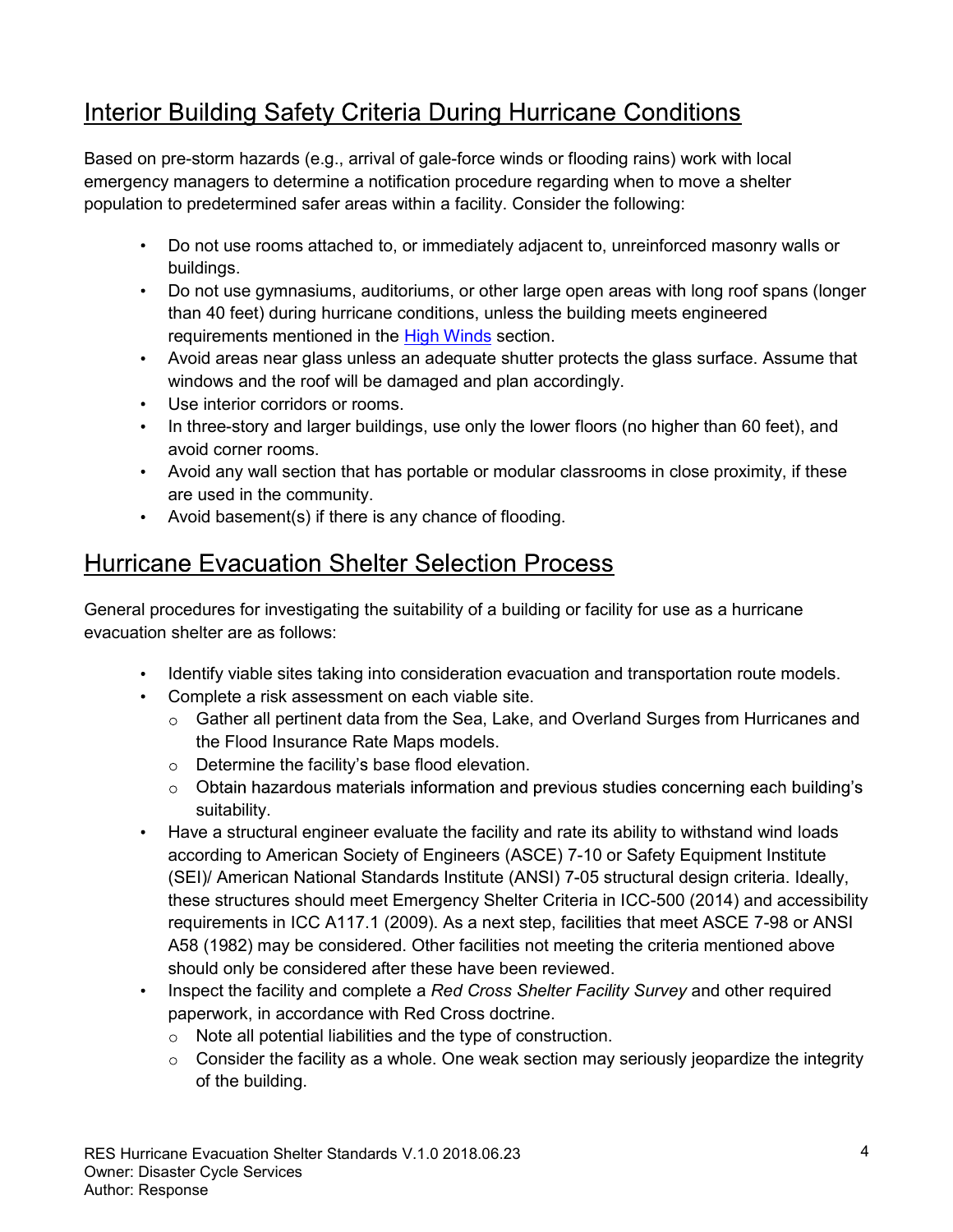## Interior Building Safety Criteria During Hurricane Conditions

Based on pre-storm hazards (e.g., arrival of gale-force winds or flooding rains) work with local emergency managers to determine a notification procedure regarding when to move a shelter population to predetermined safer areas within a facility. Consider the following:

- Do not use rooms attached to, or immediately adjacent to, unreinforced masonry walls or buildings.
- Do not use gymnasiums, auditoriums, or other large open areas with long roof spans (longer than 40 feet) during hurricane conditions, unless the building meets engineered requirements mentioned in the High Winds section.
- Avoid areas near glass unless an adequate shutter protects the glass surface. Assume that windows and the roof will be damaged and plan accordingly.
- Use interior corridors or rooms.
- In three-story and larger buildings, use only the lower floors (no higher than 60 feet), and avoid corner rooms.
- Avoid any wall section that has portable or modular classrooms in close proximity, if these are used in the community.
- Avoid basement(s) if there is any chance of flooding.

## Hurricane Evacuation Shelter Selection Process

General procedures for investigating the suitability of a building or facility for use as a hurricane evacuation shelter are as follows:

- Identify viable sites taking into consideration evacuation and transportation route models.
- Complete a risk assessment on each viable site.
  - Gather all pertinent data from the Sea, Lake, and Overland Surges from Hurricanes and the Flood Insurance Rate Maps models.
  - Determine the facility's base flood elevation.
  - Obtain hazardous materials information and previous studies concerning each building's suitability.
- Have a structural engineer evaluate the facility and rate its ability to withstand wind loads according to American Society of Engineers (ASCE) 7-10 or Safety Equipment Institute (SEI)/ American National Standards Institute (ANSI) 7-05 structural design criteria. Ideally, these structures should meet Emergency Shelter Criteria in ICC-500 (2014) and accessibility requirements in ICC A117.1 (2009). As a next step, facilities that meet ASCE 7-98 or ANSI A58 (1982) may be considered. Other facilities not meeting the criteria mentioned above should only be considered after these have been reviewed.
- Inspect the facility and complete a *Red Cross Shelter Facility Survey* and other required paperwork, in accordance with Red Cross doctrine.
  - Note all potential liabilities and the type of construction.
  - Consider the facility as a whole. One weak section may seriously jeopardize the integrity of the building.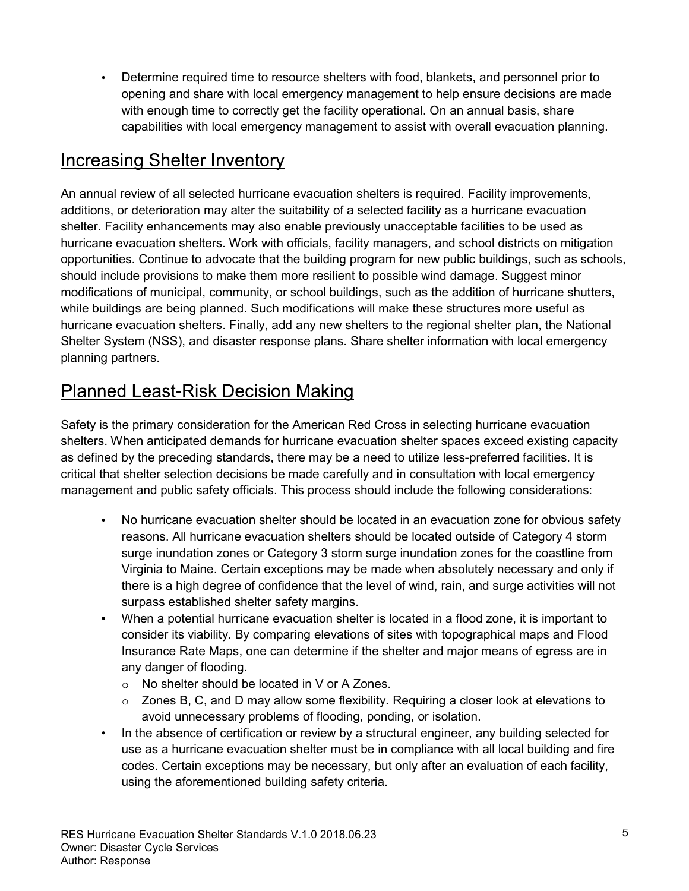- Determine required time to resource shelters with food, blankets, and personnel prior to opening and share with local emergency management to help ensure decisions are made with enough time to correctly get the facility operational. On an annual basis, share capabilities with local emergency management to assist with overall evacuation planning.

## Increasing Shelter Inventory

An annual review of all selected hurricane evacuation shelters is required. Facility improvements, additions, or deterioration may alter the suitability of a selected facility as a hurricane evacuation shelter. Facility enhancements may also enable previously unacceptable facilities to be used as hurricane evacuation shelters. Work with officials, facility managers, and school districts on mitigation opportunities. Continue to advocate that the building program for new public buildings, such as schools, should include provisions to make them more resilient to possible wind damage. Suggest minor modifications of municipal, community, or school buildings, such as the addition of hurricane shutters, while buildings are being planned. Such modifications will make these structures more useful as hurricane evacuation shelters. Finally, add any new shelters to the regional shelter plan, the National Shelter System (NSS), and disaster response plans. Share shelter information with local emergency planning partners.

## Planned Least-Risk Decision Making

Safety is the primary consideration for the American Red Cross in selecting hurricane evacuation shelters. When anticipated demands for hurricane evacuation shelter spaces exceed existing capacity as defined by the preceding standards, there may be a need to utilize less-preferred facilities. It is critical that shelter selection decisions be made carefully and in consultation with local emergency management and public safety officials. This process should include the following considerations:

- No hurricane evacuation shelter should be located in an evacuation zone for obvious safety reasons. All hurricane evacuation shelters should be located outside of Category 4 storm surge inundation zones or Category 3 storm surge inundation zones for the coastline from Virginia to Maine. Certain exceptions may be made when absolutely necessary and only if there is a high degree of confidence that the level of wind, rain, and surge activities will not surpass established shelter safety margins.
- When a potential hurricane evacuation shelter is located in a flood zone, it is important to consider its viability. By comparing elevations of sites with topographical maps and Flood Insurance Rate Maps, one can determine if the shelter and major means of egress are in any danger of flooding.
  - No shelter should be located in V or A Zones.
  - Zones B, C, and D may allow some flexibility. Requiring a closer look at elevations to avoid unnecessary problems of flooding, ponding, or isolation.
- In the absence of certification or review by a structural engineer, any building selected for use as a hurricane evacuation shelter must be in compliance with all local building and fire codes. Certain exceptions may be necessary, but only after an evaluation of each facility, using the aforementioned building safety criteria.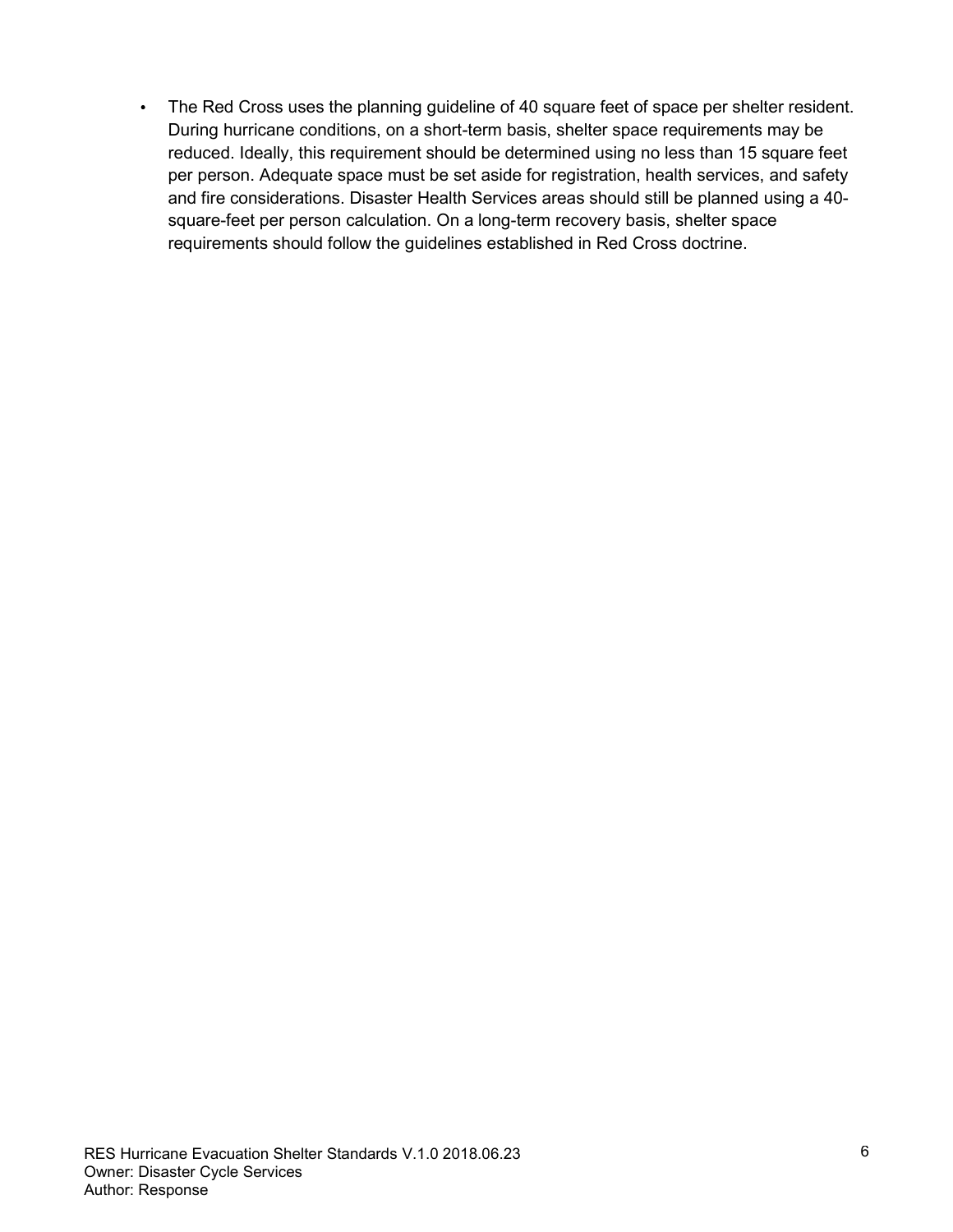- The Red Cross uses the planning guideline of 40 square feet of space per shelter resident. During hurricane conditions, on a short-term basis, shelter space requirements may be reduced. Ideally, this requirement should be determined using no less than 15 square feet per person. Adequate space must be set aside for registration, health services, and safety and fire considerations. Disaster Health Services areas should still be planned using a 40-square-feet per person calculation. On a long-term recovery basis, shelter space requirements should follow the guidelines established in Red Cross doctrine.